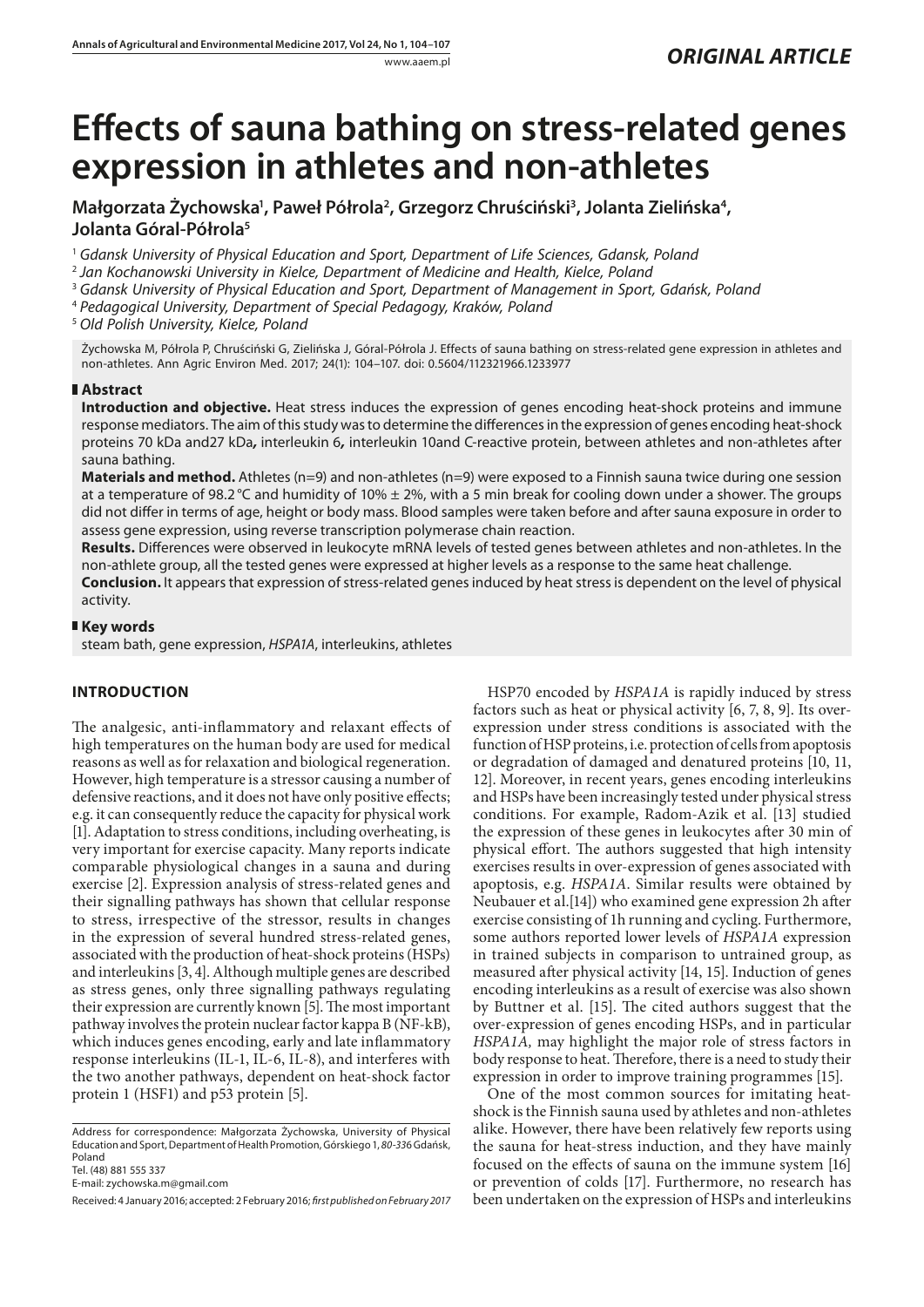*ORIGINAL ARTICLE*

# Effects of sauna bathing on stress-related genes expression in athletes and non-athletes

**Małgorzata Żychowska[1], Paweł Półrola[2], Grzegorz Chruściński[3], Jolanta Zielińska[4], Jolanta Góral-Półrola[5]**

[1] *Gdansk University of Physical Education and Sport, Department of Life Sciences, Gdansk, Poland*
[2] *Jan Kochanowski University in Kielce, Department of Medicine and Health, Kielce, Poland*
[3] *Gdansk University of Physical Education and Sport, Department of Management in Sport, Gdańsk, Poland*
[4] *Pedagogical University, Department of Special Pedagogy, Kraków, Poland*
[5] *Old Polish University, Kielce, Poland*

Żychowska M, Półrola P, Chruściński G, Zielińska J, Góral-Półrola J. Effects of sauna bathing on stress-related gene expression in athletes and non-athletes. Ann Agric Environ Med. 2017; 24(1): 104–107. doi: 0.5604/112321966.1233977

## Abstract

**Introduction and objective.** Heat stress induces the expression of genes encoding heat-shock proteins and immune response mediators. The aim of this study was to determine the differences in the expression of genes encoding heat-shock proteins 70 kDa and27 kDa*,* interleukin 6*,* interleukin 10and C-reactive protein, between athletes and non-athletes after sauna bathing.

**Materials and method.** Athletes (n=9) and non-athletes (n=9) were exposed to a Finnish sauna twice during one session at a temperature of 98.2 °C and humidity of 10% ± 2%, with a 5 min break for cooling down under a shower. The groups did not differ in terms of age, height or body mass. Blood samples were taken before and after sauna exposure in order to assess gene expression, using reverse transcription polymerase chain reaction.

**Results.** Differences were observed in leukocyte mRNA levels of tested genes between athletes and non-athletes. In the non-athlete group, all the tested genes were expressed at higher levels as a response to the same heat challenge.

**Conclusion.** It appears that expression of stress-related genes induced by heat stress is dependent on the level of physical activity.

## Key words

steam bath, gene expression, *HSPA1A*, interleukins, athletes

## INTRODUCTION

The analgesic, anti-inflammatory and relaxant effects of high temperatures on the human body are used for medical reasons as well as for relaxation and biological regeneration. However, high temperature is a stressor causing a number of defensive reactions, and it does not have only positive effects; e.g. it can consequently reduce the capacity for physical work [1]. Adaptation to stress conditions, including overheating, is very important for exercise capacity. Many reports indicate comparable physiological changes in a sauna and during exercise [2]. Expression analysis of stress-related genes and their signalling pathways has shown that cellular response to stress, irrespective of the stressor, results in changes in the expression of several hundred stress-related genes, associated with the production of heat-shock proteins (HSPs) and interleukins [3, 4]. Although multiple genes are described as stress genes, only three signalling pathways regulating their expression are currently known [5]. The most important pathway involves the protein nuclear factor kappa B (NF-kB), which induces genes encoding, early and late inflammatory response interleukins (IL-1, IL-6, IL-8), and interferes with the two another pathways, dependent on heat-shock factor protein 1 (HSF1) and p53 protein [5].

HSP70 encoded by *HSPA1A* is rapidly induced by stress factors such as heat or physical activity [6, 7, 8, 9]. Its over-expression under stress conditions is associated with the function of HSP proteins, i.e. protection of cells from apoptosis or degradation of damaged and denatured proteins [10, 11, 12]. Moreover, in recent years, genes encoding interleukins and HSPs have been increasingly tested under physical stress conditions. For example, Radom-Azik et al. [13] studied the expression of these genes in leukocytes after 30 min of physical effort. The authors suggested that high intensity exercises results in over-expression of genes associated with apoptosis, e.g. *HSPA1A*. Similar results were obtained by Neubauer et al.[14]) who examined gene expression 2h after exercise consisting of 1h running and cycling. Furthermore, some authors reported lower levels of *HSPA1A* expression in trained subjects in comparison to untrained group, as measured after physical activity [14, 15]. Induction of genes encoding interleukins as a result of exercise was also shown by Buttner et al. [15]. The cited authors suggest that the over-expression of genes encoding HSPs, and in particular *HSPA1A,* may highlight the major role of stress factors in body response to heat. Therefore, there is a need to study their expression in order to improve training programmes [15].

One of the most common sources for imitating heat-shock is the Finnish sauna used by athletes and non-athletes alike. However, there have been relatively few reports using the sauna for heat-stress induction, and they have mainly focused on the effects of sauna on the immune system [16] or prevention of colds [17]. Furthermore, no research has been undertaken on the expression of HSPs and interleukins

Address for correspondence: Małgorzata Żychowska, University of Physical Education and Sport, Department of Health Promotion, Górskiego 1, *80-336* Gdańsk, Poland
Tel. (48) 881 555 337
E-mail: zychowska.m@gmail.com

Received: 4 January 2016; accepted: 2 February 2016; *first published on February 2017*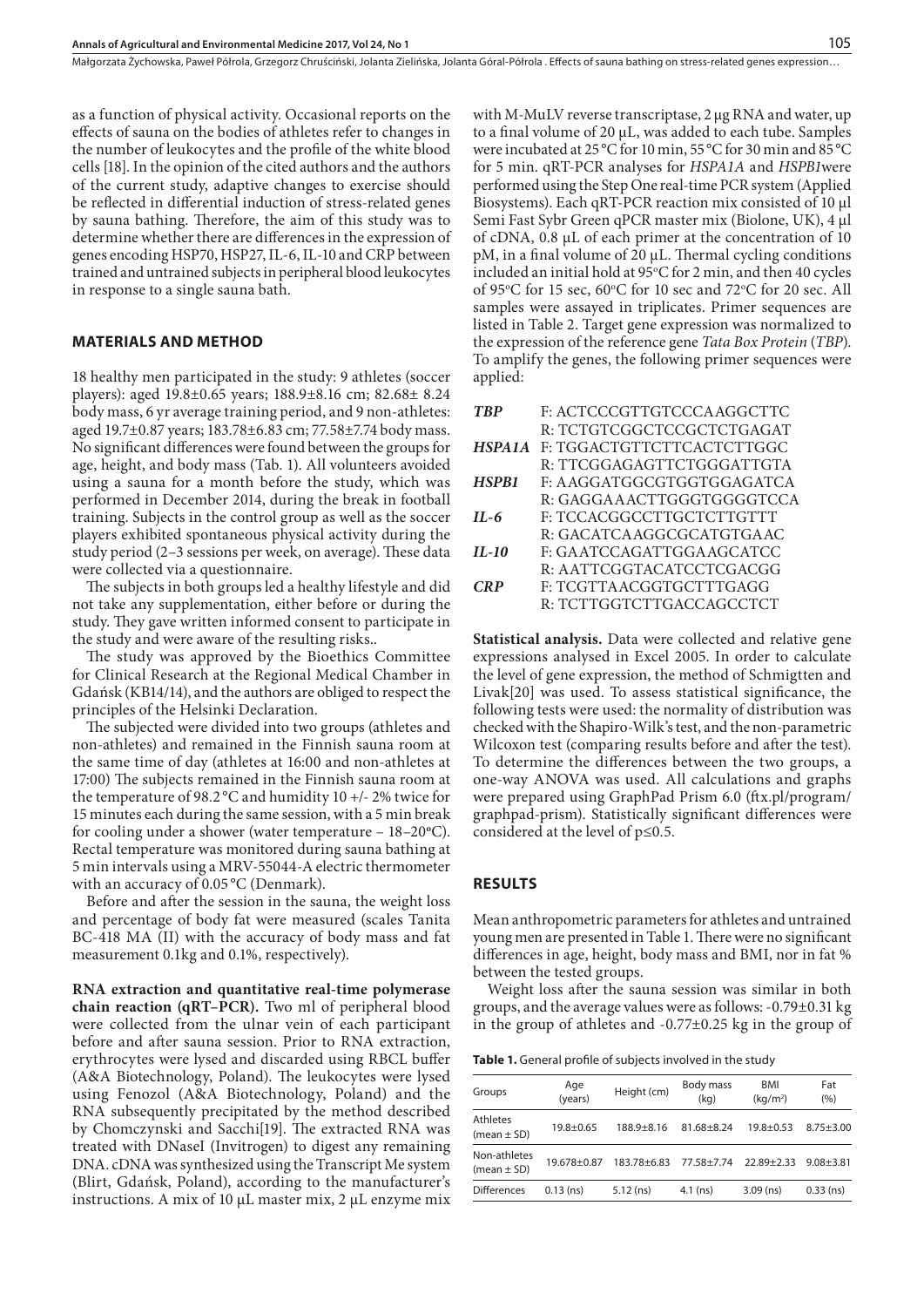as a function of physical activity. Occasional reports on the effects of sauna on the bodies of athletes refer to changes in the number of leukocytes and the profile of the white blood cells [18]. In the opinion of the cited authors and the authors of the current study, adaptive changes to exercise should be reflected in differential induction of stress-related genes by sauna bathing. Therefore, the aim of this study was to determine whether there are differences in the expression of genes encoding HSP70, HSP27, IL-6, IL-10 and CRP between trained and untrained subjects in peripheral blood leukocytes in response to a single sauna bath.

## MATERIALS AND METHOD

18 healthy men participated in the study: 9 athletes (soccer players): aged 19.8±0.65 years; 188.9±8.16 cm; 82.68± 8.24 body mass, 6 yr average training period, and 9 non-athletes: aged 19.7±0.87 years; 183.78±6.83 cm; 77.58±7.74 body mass. No significant differences were found between the groups for age, height, and body mass (Tab. 1). All volunteers avoided using a sauna for a month before the study, which was performed in December 2014, during the break in football training. Subjects in the control group as well as the soccer players exhibited spontaneous physical activity during the study period (2–3 sessions per week, on average). These data were collected via a questionnaire.

The subjects in both groups led a healthy lifestyle and did not take any supplementation, either before or during the study. They gave written informed consent to participate in the study and were aware of the resulting risks..

The study was approved by the Bioethics Committee for Clinical Research at the Regional Medical Chamber in Gdańsk (KB14/14), and the authors are obliged to respect the principles of the Helsinki Declaration.

The subjected were divided into two groups (athletes and non-athletes) and remained in the Finnish sauna room at the same time of day (athletes at 16:00 and non-athletes at 17:00) The subjects remained in the Finnish sauna room at the temperature of 98.2 °C and humidity 10 +/- 2% twice for 15 minutes each during the same session, with a 5 min break for cooling under a shower (water temperature – 18–20°C). Rectal temperature was monitored during sauna bathing at 5 min intervals using a MRV-55044-A electric thermometer with an accuracy of 0.05 °C (Denmark).

Before and after the session in the sauna, the weight loss and percentage of body fat were measured (scales Tanita BC-418 MA (II) with the accuracy of body mass and fat measurement 0.1kg and 0.1%, respectively).

**RNA extraction and quantitative real-time polymerase chain reaction (qRT–PCR).** Two ml of peripheral blood were collected from the ulnar vein of each participant before and after sauna session. Prior to RNA extraction, erythrocytes were lysed and discarded using RBCL buffer (A&A Biotechnology, Poland). The leukocytes were lysed using Fenozol (A&A Biotechnology, Poland) and the RNA subsequently precipitated by the method described by Chomczynski and Sacchi[19]. The extracted RNA was treated with DNaseI (Invitrogen) to digest any remaining DNA. cDNA was synthesized using the Transcript Me system (Blirt, Gdańsk, Poland), according to the manufacturer's instructions. A mix of 10 μL master mix, 2 μL enzyme mix with M-MuLV reverse transcriptase, 2 μg RNA and water, up to a final volume of 20 μL, was added to each tube. Samples were incubated at 25 °C for 10 min, 55 °C for 30 min and 85 °C for 5 min. qRT-PCR analyses for *HSPA1A* and *HSPB1*were performed using the Step One real-time PCR system (Applied Biosystems). Each qRT-PCR reaction mix consisted of 10 μl Semi Fast Sybr Green qPCR master mix (Biolone, UK), 4 μl of cDNA, 0.8 μL of each primer at the concentration of 10 pM, in a final volume of 20 μL. Thermal cycling conditions included an initial hold at 95°C for 2 min, and then 40 cycles of 95°C for 15 sec, 60°C for 10 sec and 72°C for 20 sec. All samples were assayed in triplicates. Primer sequences are listed in Table 2. Target gene expression was normalized to the expression of the reference gene *Tata Box Protein* (*TBP*). To amplify the genes, the following primer sequences were applied:

| | |
|---|---|
| ***TBP*** | F: ACTCCCGTTGTCCCAAGGCTTC |
| | R: TCTGTCGGCTCCGCTCTGAGAT |
| ***HSPA1A*** | F: TGGACTGTTCTTCACTCTTGGC |
| | R: TTCGGAGAGTTCTGGGATTGTA |
| ***HSPB1*** | F: AAGGATGGCGTGGTGGAGATCA |
| | R: GAGGAAACTTGGGTGGGGTCCA |
| ***IL-6*** | F: TCCACGGCCTTGCTCTTGTTT |
| | R: GACATCAAGGCGCATGTGAAC |
| ***IL-10*** | F: GAATCCAGATTGGAAGCATCC |
| | R: AATTCGGTACATCCTCGACGG |
| ***CRP*** | F: TCGTTAACGGTGCTTTGAGG |
| | R: TCTTGGTCTTGACCAGCCTCT |

**Statistical analysis.** Data were collected and relative gene expressions analysed in Excel 2005. In order to calculate the level of gene expression, the method of Schmigtten and Livak[20] was used. To assess statistical significance, the following tests were used: the normality of distribution was checked with the Shapiro-Wilk's test, and the non-parametric Wilcoxon test (comparing results before and after the test). To determine the differences between the two groups, a one-way ANOVA was used. All calculations and graphs were prepared using GraphPad Prism 6.0 (ftx.pl/program/graphpad-prism). Statistically significant differences were considered at the level of p≤0.5.

## RESULTS

Mean anthropometric parameters for athletes and untrained young men are presented in Table 1. There were no significant differences in age, height, body mass and BMI, nor in fat % between the tested groups.

Weight loss after the sauna session was similar in both groups, and the average values were as follows: -0.79±0.31 kg in the group of athletes and -0.77±0.25 kg in the group of

**Table 1.** General profile of subjects involved in the study

| Groups | Age (years) | Height (cm) | Body mass (kg) | BMI (kg/m$^2$) | Fat (%) |
|---|---|---|---|---|---|
| Athletes (mean ± SD) | 19.8±0.65 | 188.9±8.16 | 81.68±8.24 | 19.8±0.53 | 8.75±3.00 |
| Non-athletes (mean ± SD) | 19.678±0.87 | 183.78±6.83 | 77.58±7.74 | 22.89±2.33 | 9.08±3.81 |
| Differences | 0.13 (ns) | 5.12 (ns) | 4.1 (ns) | 3.09 (ns) | 0.33 (ns) |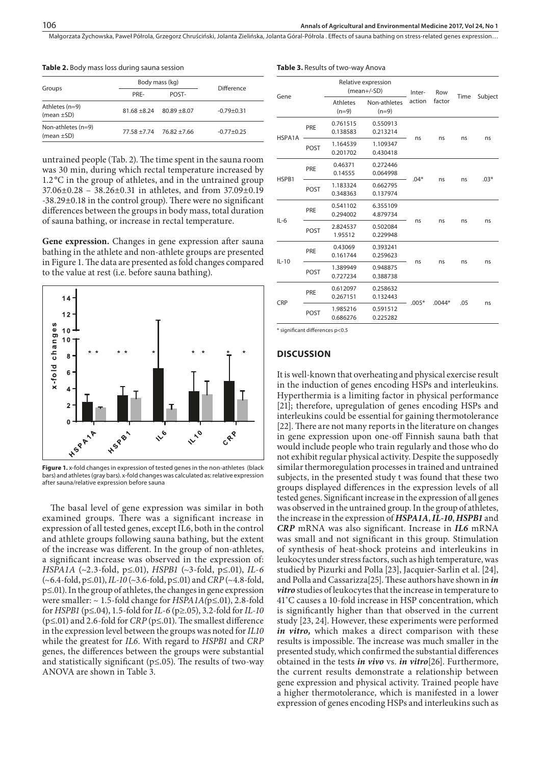**Table 2.** Body mass loss during sauna session

| Groups | Body mass (kg) | | Difference |
|---|---|---|---|
| | PRE- | POST- | |
| Athletes (n=9) (mean ±SD) | 81.68 ±8.24 | 80.89 ±8.07 | -0.79±0.31 |
| Non-athletes (n=9) (mean ±SD) | 77.58 ±7.74 | 76.82 ±7.66 | -0.77±0.25 |

untrained people (Tab. 2). The time spent in the sauna room was 30 min, during which rectal temperature increased by 1.2 °C in the group of athletes, and in the untrained group 37.06±0.28 – 38.26±0.31 in athletes, and from 37.09±0.19 -38.29±0.18 in the control group). There were no significant differences between the groups in body mass, total duration of sauna bathing, or increase in rectal temperature.

**Gene expression.** Changes in gene expression after sauna bathing in the athlete and non-athlete groups are presented in Figure 1. The data are presented as fold changes compared to the value at rest (i.e. before sauna bathing).

x-fold changes
14
12
10
10
8
6
4
2
0
HSPA1A
HSPB1
IL6
IL10
CRP

**Figure 1.** x-fold changes in expression of tested genes in the non-athletes (black bars) and athletes (gray bars). x-fold changes was calculated as: relative expression after sauna/relative expression before sauna

The basal level of gene expression was similar in both examined groups. There was a significant increase in expression of all tested genes, except IL6, both in the control and athlete groups following sauna bathing, but the extent of the increase was different. In the group of non-athletes, a significant increase was observed in the expression of: *HSPA1A* (~2.3-fold, p≤.01), *HSPB1* (~3-fold, p≤.01), *IL-6* (~6.4-fold, p≤.01), *IL-10* (~3.6-fold, p≤.01) and *CRP* (~4.8-fold, p≤.01). In the group of athletes, the changes in gene expression were smaller: ~ 1.5-fold change for *HSPA1A*(p≤.01), 2.8-fold for *HSPB1* (p≤.04), 1.5-fold for *IL-6* (p≥.05), 3.2-fold for *IL-10* (p≤.01) and 2.6-fold for *CRP* (p≤.01). The smallest difference in the expression level between the groups was noted for *IL10* while the greatest for *IL6*. With regard to *HSPB1* and *CRP* genes, the differences between the groups were substantial and statistically significant (p≤.05). The results of two-way ANOVA are shown in Table 3.

**Table 3.** Results of two-way Anova

| Gene | | Relative expression (mean+/-SD) | | Inter-action | Row factor | Time | Subject |
|---|---|---|---|---|---|---|---|
| | | Athletes (n=9) | Non-athletes (n=9) | | | | |
| HSPA1A | PRE | 0.761515<br>0.138583 | 0.550913<br>0.213214 | ns | ns | ns | ns |
| | POST | 1.164539<br>0.201702 | 1.109347<br>0.430418 | | | | |
| HSPB1 | PRE | 0.46371<br>0.14555 | 0.272446<br>0.064998 | .04* | ns | ns | .03* |
| | POST | 1.183324<br>0.348363 | 0.662795<br>0.137974 | | | | |
| IL-6 | PRE | 0.541102<br>0.294002 | 6.355109<br>4.879734 | ns | ns | ns | ns |
| | POST | 2.824537<br>1.95512 | 0.502084<br>0.229948 | | | | |
| IL-10 | PRE | 0.43069<br>0.161744 | 0.393241<br>0.259623 | ns | ns | ns | ns |
| | POST | 1.389949<br>0.727234 | 0.948875<br>0.388738 | | | | |
| CRP | PRE | 0.612097<br>0.267151 | 0.258632<br>0.132443 | .005* | .0044* | .05 | ns |
| | POST | 1.985216<br>0.686276 | 0.591512<br>0.225282 | | | | |

\* significant differences p<0.5

## DISCUSSION

It is well-known that overheating and physical exercise result in the induction of genes encoding HSPs and interleukins. Hyperthermia is a limiting factor in physical performance [21]; therefore, upregulation of genes encoding HSPs and interleukins could be essential for gaining thermotolerance [22]. There are not many reports in the literature on changes in gene expression upon one-off Finnish sauna bath that would include people who train regularly and those who do not exhibit regular physical activity. Despite the supposedly similar thermoregulation processes in trained and untrained subjects, in the presented study t was found that these two groups displayed differences in the expression levels of all tested genes. Significant increase in the expression of all genes was observed in the untrained group. In the group of athletes, the increase in the expression of ***HSPA1A***, ***IL-10***, ***HSPB1*** and ***CRP*** mRNA was also significant. Increase in ***IL6*** mRNA was small and not significant in this group. Stimulation of synthesis of heat-shock proteins and interleukins in leukocytes under stress factors, such as high temperature, was studied by Pizurki and Polla [23], Jacquier-Sarlin et al. [24], and Polla and Cassarizza[25]. These authors have shown in ***in vitro*** studies of leukocytes that the increase in temperature to 41˚C causes a 10-fold increase in HSP concentration, which is significantly higher than that observed in the current study [23, 24]. However, these experiments were performed ***in vitro,*** which makes a direct comparison with these results is impossible. The increase was much smaller in the presented study, which confirmed the substantial differences obtained in the tests ***in vivo*** vs. ***in vitro***[26]. Furthermore, the current results demonstrate a relationship between gene expression and physical activity. Trained people have a higher thermotolerance, which is manifested in a lower expression of genes encoding HSPs and interleukins such as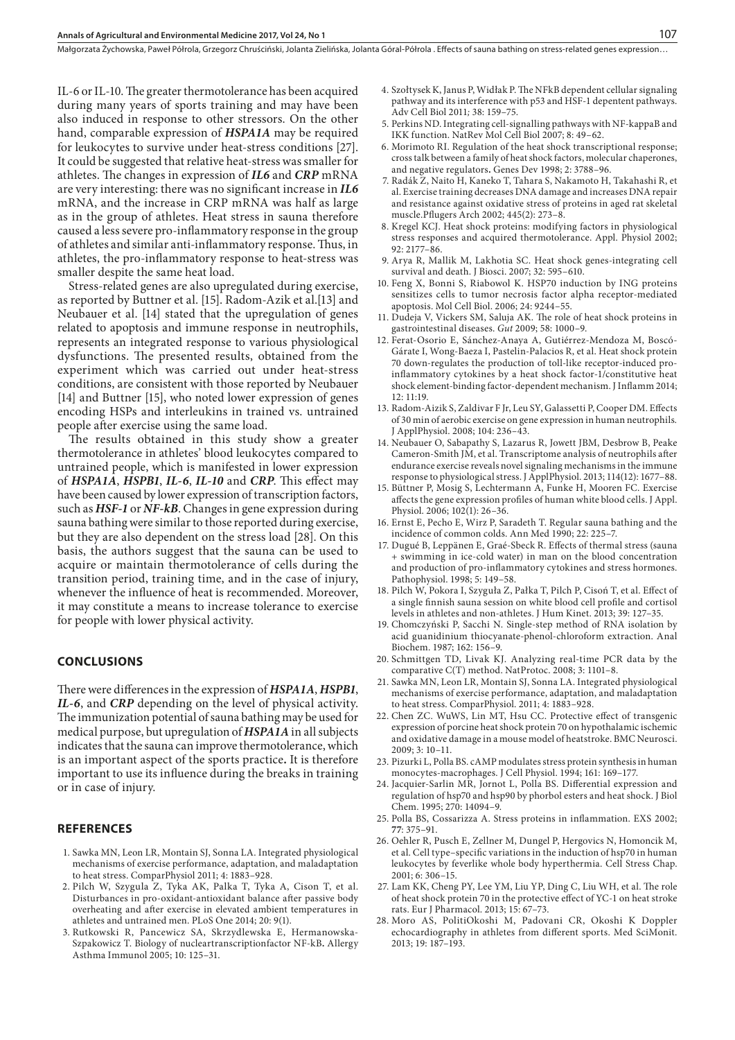IL-6 or IL-10. The greater thermotolerance has been acquired during many years of sports training and may have been also induced in response to other stressors. On the other hand, comparable expression of ***HSPA1A*** may be required for leukocytes to survive under heat-stress conditions [27]. It could be suggested that relative heat-stress was smaller for athletes. The changes in expression of ***IL6*** and ***CRP*** mRNA are very interesting: there was no significant increase in ***IL6*** mRNA, and the increase in CRP mRNA was half as large as in the group of athletes. Heat stress in sauna therefore caused a less severe pro-inflammatory response in the group of athletes and similar anti-inflammatory response. Thus, in athletes, the pro-inflammatory response to heat-stress was smaller despite the same heat load.

Stress-related genes are also upregulated during exercise, as reported by Buttner et al. [15]. Radom-Azik et al.[13] and Neubauer et al. [14] stated that the upregulation of genes related to apoptosis and immune response in neutrophils, represents an integrated response to various physiological dysfunctions. The presented results, obtained from the experiment which was carried out under heat-stress conditions, are consistent with those reported by Neubauer [14] and Buttner [15], who noted lower expression of genes encoding HSPs and interleukins in trained vs. untrained people after exercise using the same load.

The results obtained in this study show a greater thermotolerance in athletes' blood leukocytes compared to untrained people, which is manifested in lower expression of ***HSPA1A***, ***HSPB1***, ***IL-6***, ***IL-10*** and ***CRP***. This effect may have been caused by lower expression of transcription factors, such as ***HSF-1*** or ***NF-kB***. Changes in gene expression during sauna bathing were similar to those reported during exercise, but they are also dependent on the stress load [28]. On this basis, the authors suggest that the sauna can be used to acquire or maintain thermotolerance of cells during the transition period, training time, and in the case of injury, whenever the influence of heat is recommended. Moreover, it may constitute a means to increase tolerance to exercise for people with lower physical activity.

## CONCLUSIONS

There were differences in the expression of ***HSPA1A***, ***HSPB1***, ***IL-6***, and ***CRP*** depending on the level of physical activity. The immunization potential of sauna bathing may be used for medical purpose, but upregulation of ***HSPA1A*** in all subjects indicates that the sauna can improve thermotolerance, which is an important aspect of the sports practice**.** It is therefore important to use its influence during the breaks in training or in case of injury.

## REFERENCES

1. Sawka MN, Leon LR, Montain SJ, Sonna LA. Integrated physiological mechanisms of exercise performance, adaptation, and maladaptation to heat stress. ComparPhysiol 2011; 4: 1883–928.
2. Pilch W, Szygula Z, Tyka AK, Palka T, Tyka A, Cison T, et al. Disturbances in pro-oxidant-antioxidant balance after passive body overheating and after exercise in elevated ambient temperatures in athletes and untrained men. PLoS One 2014; 20: 9(1).
3. Rutkowski R, Pancewicz SA, Skrzydlewska E, Hermanowska-Szpakowicz T. Biology of nucleartranscriptionfactor NF-kB**.** Allergy Asthma Immunol 2005; 10: 125–31.
4. Szołtysek K, Janus P, Widłak P. The NFkB dependent cellular signaling pathway and its interference with p53 and HSF-1 depentent pathways. Adv Cell Biol 2011*;* 38: 159–75.
5. Perkins ND. Integrating cell-signalling pathways with NF-kappaB and IKK function. NatRev Mol Cell Biol 2007; 8: 49–62.
6. Morimoto RI. Regulation of the heat shock transcriptional response; cross talk between a family of heat shock factors, molecular chaperones, and negative regulators**.** Genes Dev 1998; 2: 3788–96.
7. Radák Z, Naito H, Kaneko T, Tahara S, Nakamoto H, Takahashi R, et al. Exercise training decreases DNA damage and increases DNA repair and resistance against oxidative stress of proteins in aged rat skeletal muscle.Pflugers Arch 2002; 445(2): 273–8.
8. Kregel KCJ. Heat shock proteins: modifying factors in physiological stress responses and acquired thermotolerance. Appl. Physiol 2002; 92: 2177–86.
9. Arya R, Mallik M, Lakhotia SC. Heat shock genes-integrating cell survival and death. J Biosci. 2007; 32: 595–610.
10. Feng X, Bonni S, Riabowol K. HSP70 induction by ING proteins sensitizes cells to tumor necrosis factor alpha receptor-mediated apoptosis. Mol Cell Biol. 2006; 24: 9244–55.
11. Dudeja V, Vickers SM, Saluja AK. The role of heat shock proteins in gastrointestinal diseases. *Gut* 2009; 58: 1000–9.
12. Ferat-Osorio E, Sánchez-Anaya A, Gutiérrez-Mendoza M, Boscó-Gárate I, Wong-Baeza I, Pastelin-Palacios R, et al. Heat shock protein 70 down-regulates the production of toll-like receptor-induced pro-inflammatory cytokines by a heat shock factor-1/constitutive heat shock element-binding factor-dependent mechanism. J Inflamm 2014; 12: 11:19.
13. Radom-Aizik S, Zaldivar F Jr, Leu SY, Galassetti P, Cooper DM. Effects of 30 min of aerobic exercise on gene expression in human neutrophils. J ApplPhysiol. 2008; 104: 236–43.
14. Neubauer O, Sabapathy S, Lazarus R, Jowett JBM, Desbrow B, Peake Cameron-Smith JM, et al. Transcriptome analysis of neutrophils after endurance exercise reveals novel signaling mechanisms in the immune response to physiological stress. J ApplPhysiol. 2013; 114(12): 1677–88.
15. Büttner P, Mosig S, Lechtermann A, Funke H, Mooren FC. Exercise affects the gene expression profiles of human white blood cells. J Appl. Physiol. 2006; 102(1): 26–36.
16. Ernst E, Pecho E, Wirz P, Saradeth T. Regular sauna bathing and the incidence of common colds. Ann Med 1990; 22: 225–7.
17. Dugué B, Leppänen E, Graé-Sbeck R. Effects of thermal stress (sauna + swimming in ice-cold water) in man on the blood concentration and production of pro-inflammatory cytokines and stress hormones. Pathophysiol. 1998; 5: 149–58.
18. Pilch W, Pokora I, Szyguła Z, Pałka T, Pilch P, Cisoń T, et al. Effect of a single finnish sauna session on white blood cell profile and cortisol levels in athletes and non-athletes. J Hum Kinet. 2013; 39: 127–35.
19. Chomczyński P, Sacchi N. Single-step method of RNA isolation by acid guanidinium thiocyanate-phenol-chloroform extraction. Anal Biochem. 1987; 162: 156–9.
20. Schmittgen TD, Livak KJ. Analyzing real-time PCR data by the comparative C(T) method. NatProtoc. 2008; 3: 1101–8.
21. Sawka MN, Leon LR, Montain SJ, Sonna LA. Integrated physiological mechanisms of exercise performance, adaptation, and maladaptation to heat stress. ComparPhysiol. 2011; 4: 1883–928.
22. Chen ZC. WuWS, Lin MT, Hsu CC. Protective effect of transgenic expression of porcine heat shock protein 70 on hypothalamic ischemic and oxidative damage in a mouse model of heatstroke. BMC Neurosci. 2009; 3: 10–11.
23. Pizurki L, Polla BS. cAMP modulates stress protein synthesis in human monocytes-macrophages. J Cell Physiol. 1994; 161: 169–177.
24. Jacquier-Sarlin MR, Jornot L, Polla BS. Differential expression and regulation of hsp70 and hsp90 by phorbol esters and heat shock. J Biol Chem. 1995; 270: 14094–9.
25. Polla BS, Cossarizza A. Stress proteins in inflammation. EXS 2002; **77**: 375–91.
26. Oehler R, Pusch E, Zellner M, Dungel P, Hergovics N, Homoncik M, et al. Cell type–specific variations in the induction of hsp70 in human leukocytes by feverlike whole body hyperthermia. Cell Stress Chap. 2001; 6: 306–15.
27. Lam KK, Cheng PY, Lee YM, Liu YP, Ding C, Liu WH, et al. The role of heat shock protein 70 in the protective effect of YC-1 on heat stroke rats. Eur J Pharmacol. 2013; 15: 67–73.
28. Moro AS, PolitiOkoshi M, Padovani CR, Okoshi K Doppler echocardiography in athletes from different sports. Med SciMonit. 2013; 19: 187–193.